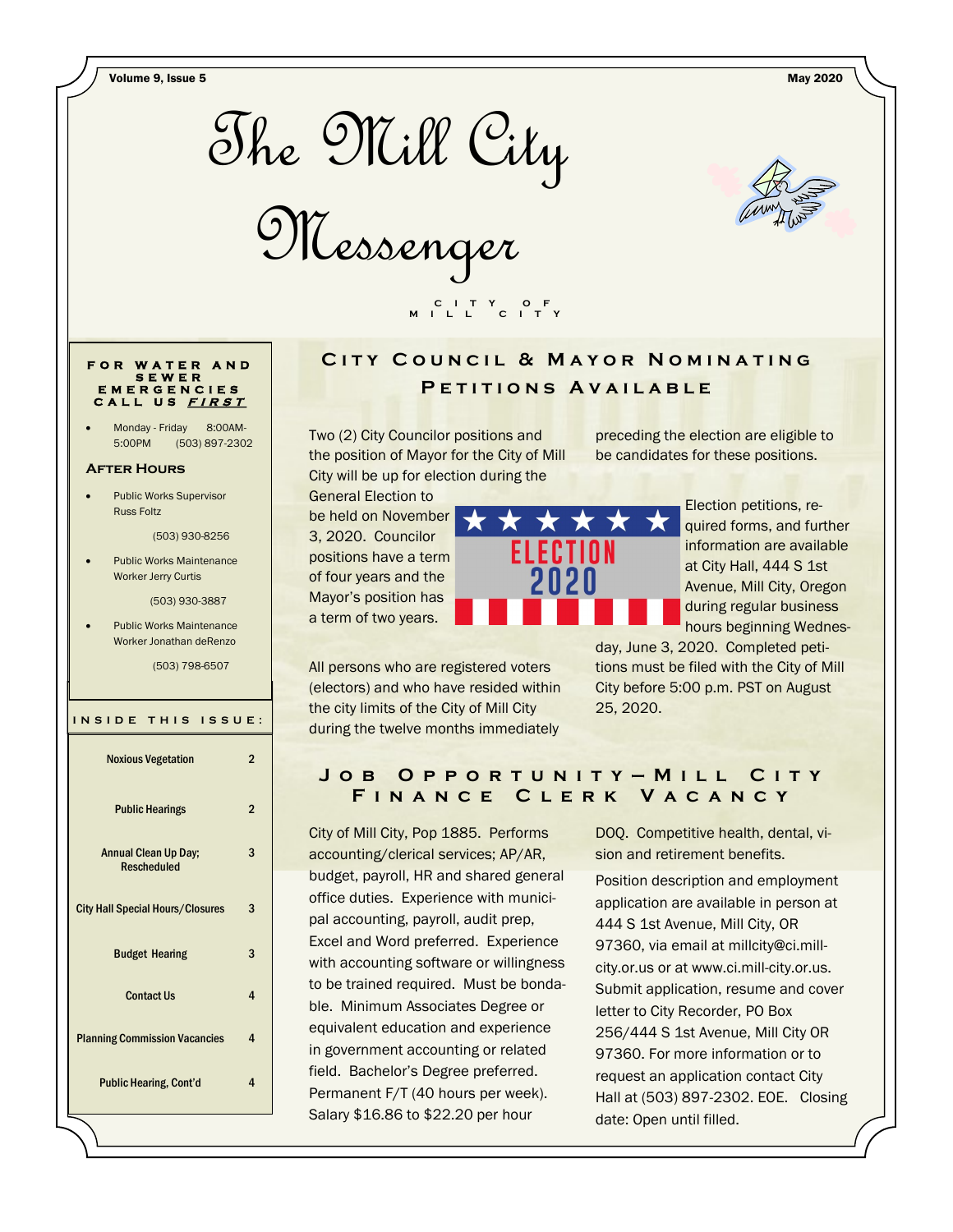# The Mill City Messenger

CITY OF MILL CITY

Volume 9, Issue 5 — May 2020

**FOR WATER AND SEWER EMERGENCIES CALL US *FIRST***

- Monday - Friday 8:00AM-5:00PM (503) 897-2302

### After Hours

- Public Works Supervisor Russ Foltz

  (503) 930-8256

- Public Works Maintenance Worker Jerry Curtis

  (503) 930-3887

- Public Works Maintenance Worker Jonathan deRenzo

  (503) 798-6507

**INSIDE THIS ISSUE:**

| | |
|---|---|
| Noxious Vegetation | 2 |
| Public Hearings | 2 |
| Annual Clean Up Day; Rescheduled | 3 |
| City Hall Special Hours/Closures | 3 |
| Budget Hearing | 3 |
| Contact Us | 4 |
| Planning Commission Vacancies | 4 |
| Public Hearing, Cont'd | 4 |

## City Council & Mayor Nominating Petitions Available

Two (2) City Councilor positions and the position of Mayor for the City of Mill City will be up for election during the General Election to be held on November 3, 2020. Councilor positions have a term of four years and the Mayor's position has a term of two years.

All persons who are registered voters (electors) and who have resided within the city limits of the City of Mill City during the twelve months immediately preceding the election are eligible to be candidates for these positions.

Election petitions, required forms, and further information are available at City Hall, 444 S 1st Avenue, Mill City, Oregon during regular business hours beginning Wednesday, June 3, 2020. Completed petitions must be filed with the City of Mill City before 5:00 p.m. PST on August 25, 2020.

## Job Opportunity—Mill City Finance Clerk Vacancy

City of Mill City, Pop 1885. Performs accounting/clerical services; AP/AR, budget, payroll, HR and shared general office duties. Experience with municipal accounting, payroll, audit prep, Excel and Word preferred. Experience with accounting software or willingness to be trained required. Must be bondable. Minimum Associates Degree or equivalent education and experience in government accounting or related field. Bachelor's Degree preferred. Permanent F/T (40 hours per week). Salary $16.86 to $22.20 per hour DOQ. Competitive health, dental, vision and retirement benefits.

Position description and employment application are available in person at 444 S 1st Avenue, Mill City, OR 97360, via email at millcity@ci.mill-city.or.us or at www.ci.mill-city.or.us. Submit application, resume and cover letter to City Recorder, PO Box 256/444 S 1st Avenue, Mill City OR 97360. For more information or to request an application contact City Hall at (503) 897-2302. EOE. Closing date: Open until filled.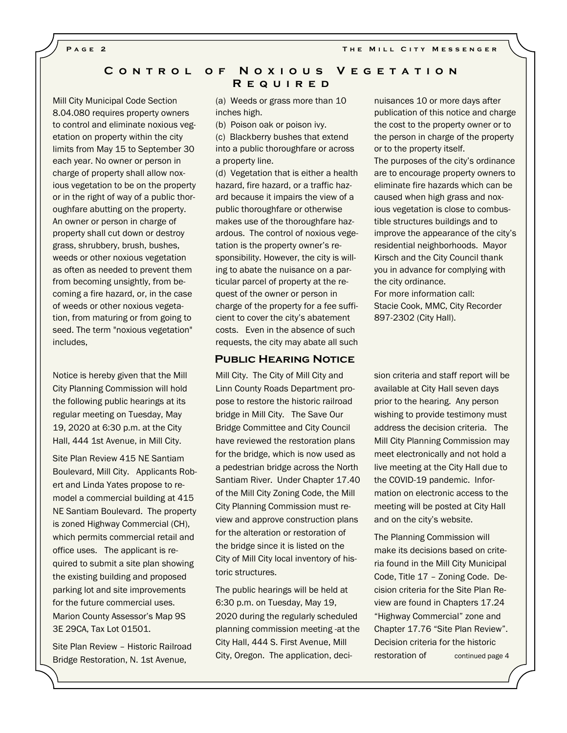## Control of Noxious Vegetation Required

Mill City Municipal Code Section 8.04.080 requires property owners to control and eliminate noxious vegetation on property within the city limits from May 15 to September 30 each year. No owner or person in charge of property shall allow noxious vegetation to be on the property or in the right of way of a public thoroughfare abutting on the property. An owner or person in charge of property shall cut down or destroy grass, shrubbery, brush, bushes, weeds or other noxious vegetation as often as needed to prevent them from becoming unsightly, from becoming a fire hazard, or, in the case of weeds or other noxious vegetation, from maturing or from going to seed. The term "noxious vegetation" includes,

(a) Weeds or grass more than 10 inches high.
(b) Poison oak or poison ivy.
(c) Blackberry bushes that extend into a public thoroughfare or across a property line.
(d) Vegetation that is either a health hazard, fire hazard, or a traffic hazard because it impairs the view of a public thoroughfare or otherwise makes use of the thoroughfare hazardous. The control of noxious vegetation is the property owner's responsibility. However, the city is willing to abate the nuisance on a particular parcel of property at the request of the owner or person in charge of the property for a fee sufficient to cover the city's abatement costs. Even in the absence of such requests, the city may abate all such nuisances 10 or more days after publication of this notice and charge the cost to the property owner or to the person in charge of the property or to the property itself.

The purposes of the city's ordinance are to encourage property owners to eliminate fire hazards which can be caused when high grass and noxious vegetation is close to combustible structures buildings and to improve the appearance of the city's residential neighborhoods. Mayor Kirsch and the City Council thank you in advance for complying with the city ordinance.

For more information call:
Stacie Cook, MMC, City Recorder
897-2302 (City Hall).

## Public Hearing Notice

Notice is hereby given that the Mill City Planning Commission will hold the following public hearings at its regular meeting on Tuesday, May 19, 2020 at 6:30 p.m. at the City Hall, 444 1st Avenue, in Mill City.

Site Plan Review 415 NE Santiam Boulevard, Mill City. Applicants Robert and Linda Yates propose to remodel a commercial building at 415 NE Santiam Boulevard. The property is zoned Highway Commercial (CH), which permits commercial retail and office uses. The applicant is required to submit a site plan showing the existing building and proposed parking lot and site improvements for the future commercial uses. Marion County Assessor's Map 9S 3E 29CA, Tax Lot 01501.

Site Plan Review – Historic Railroad Bridge Restoration, N. 1st Avenue, Mill City. The City of Mill City and Linn County Roads Department propose to restore the historic railroad bridge in Mill City. The Save Our Bridge Committee and City Council have reviewed the restoration plans for the bridge, which is now used as a pedestrian bridge across the North Santiam River. Under Chapter 17.40 of the Mill City Zoning Code, the Mill City Planning Commission must review and approve construction plans for the alteration or restoration of the bridge since it is listed on the City of Mill City local inventory of historic structures.

The public hearings will be held at 6:30 p.m. on Tuesday, May 19, 2020 during the regularly scheduled planning commission meeting -at the City Hall, 444 S. First Avenue, Mill City, Oregon. The application, decision criteria and staff report will be available at City Hall seven days prior to the hearing. Any person wishing to provide testimony must address the decision criteria. The Mill City Planning Commission may meet electronically and not hold a live meeting at the City Hall due to the COVID-19 pandemic. Information on electronic access to the meeting will be posted at City Hall and on the city's website.

The Planning Commission will make its decisions based on criteria found in the Mill City Municipal Code, Title 17 – Zoning Code. Decision criteria for the Site Plan Review are found in Chapters 17.24 "Highway Commercial" zone and Chapter 17.76 "Site Plan Review". Decision criteria for the historic restoration of continued page 4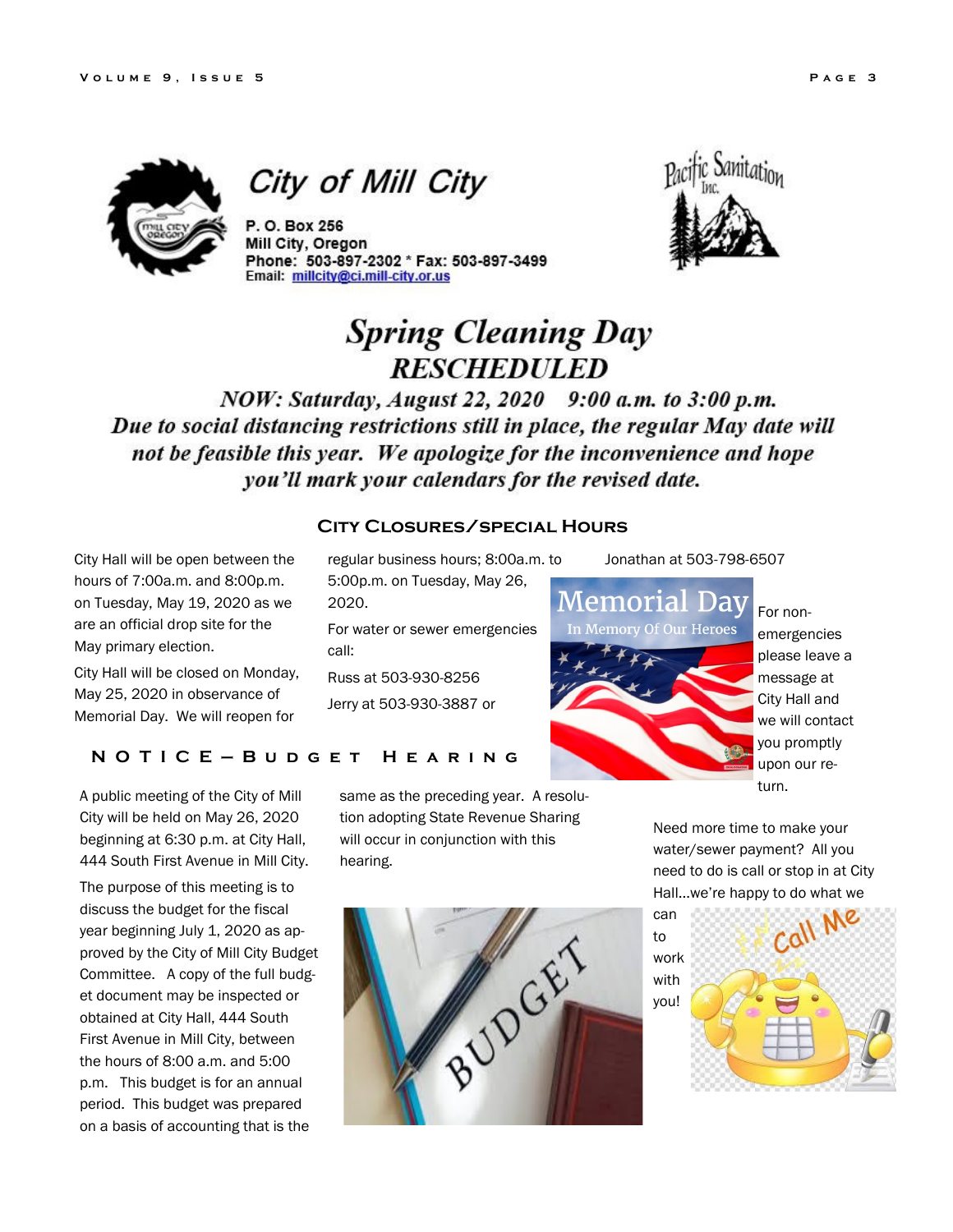## City of Mill City

P. O. Box 256
Mill City, Oregon
Phone: 503-897-2302 * Fax: 503-897-3499
Email: millcity@ci.mill-city.or.us

Pacific Sanitation Inc.

# *Spring Cleaning Day*
## *RESCHEDULED*

***NOW: Saturday, August 22, 2020 9:00 a.m. to 3:00 p.m.***
***Due to social distancing restrictions still in place, the regular May date will not be feasible this year. We apologize for the inconvenience and hope you'll mark your calendars for the revised date.***

## City Closures/special Hours

City Hall will be open between the hours of 7:00a.m. and 8:00p.m. on Tuesday, May 19, 2020 as we are an official drop site for the May primary election.

City Hall will be closed on Monday, May 25, 2020 in observance of Memorial Day. We will reopen for regular business hours; 8:00a.m. to 5:00p.m. on Tuesday, May 26, 2020.

For water or sewer emergencies call:

Russ at 503-930-8256

Jerry at 503-930-3887 or

Jonathan at 503-798-6507

Memorial Day
In Memory Of Our Heroes

For non-emergencies please leave a message at City Hall and we will contact you promptly upon our return.

## Notice—Budget Hearing

A public meeting of the City of Mill City will be held on May 26, 2020 beginning at 6:30 p.m. at City Hall, 444 South First Avenue in Mill City.

The purpose of this meeting is to discuss the budget for the fiscal year beginning July 1, 2020 as approved by the City of Mill City Budget Committee. A copy of the full budget document may be inspected or obtained at City Hall, 444 South First Avenue in Mill City, between the hours of 8:00 a.m. and 5:00 p.m. This budget is for an annual period. This budget was prepared on a basis of accounting that is the same as the preceding year. A resolution adopting State Revenue Sharing will occur in conjunction with this hearing.

Need more time to make your water/sewer payment? All you need to do is call or stop in at City Hall...we're happy to do what we can to work with you!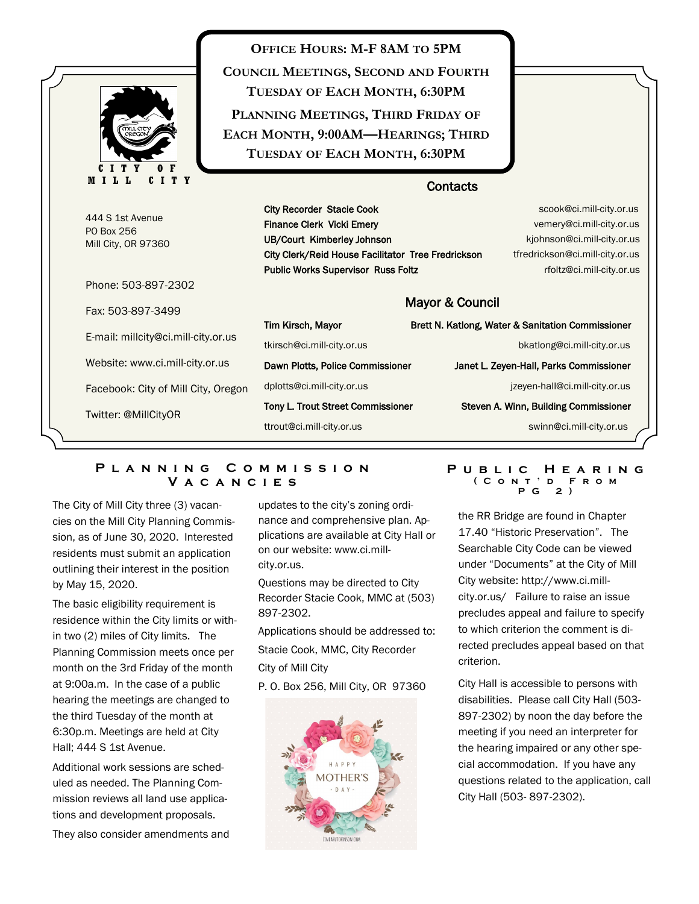**Office Hours: M-F 8AM to 5PM**

**Council Meetings, Second and Fourth Tuesday of Each Month, 6:30PM**

**Planning Meetings, Third Friday of Each Month, 9:00AM—Hearings; Third Tuesday of Each Month, 6:30PM**

CITY OF MILL CITY

444 S 1st Avenue
PO Box 256
Mill City, OR 97360

Phone: 503-897-2302

Fax: 503-897-3499

E-mail: millcity@ci.mill-city.or.us

Website: www.ci.mill-city.or.us

Facebook: City of Mill City, Oregon

Twitter: @MillCityOR

## Contacts

| | |
|---|---|
| **City Recorder Stacie Cook** | scook@ci.mill-city.or.us |
| **Finance Clerk Vicki Emery** | vemery@ci.mill-city.or.us |
| **UB/Court Kimberley Johnson** | kjohnson@ci.mill-city.or.us |
| **City Clerk/Reid House Facilitator Tree Fredrickson** | tfredrickson@ci.mill-city.or.us |
| **Public Works Supervisor Russ Foltz** | rfoltz@ci.mill-city.or.us |

## Mayor & Council

| | |
|---|---|
| **Tim Kirsch, Mayor** | **Brett N. Katlong, Water & Sanitation Commissioner** |
| tkirsch@ci.mill-city.or.us | bkatlong@ci.mill-city.or.us |
| **Dawn Plotts, Police Commissioner** | **Janet L. Zeyen-Hall, Parks Commissioner** |
| dplotts@ci.mill-city.or.us | jzeyen-hall@ci.mill-city.or.us |
| **Tony L. Trout Street Commissioner** | **Steven A. Winn, Building Commissioner** |
| ttrout@ci.mill-city.or.us | swinn@ci.mill-city.or.us |

## Planning Commission Vacancies

The City of Mill City three (3) vacancies on the Mill City Planning Commission, as of June 30, 2020. Interested residents must submit an application outlining their interest in the position by May 15, 2020.

The basic eligibility requirement is residence within the City limits or within two (2) miles of City limits. The Planning Commission meets once per month on the 3rd Friday of the month at 9:00a.m. In the case of a public hearing the meetings are changed to the third Tuesday of the month at 6:30p.m. Meetings are held at City Hall; 444 S 1st Avenue.

Additional work sessions are scheduled as needed. The Planning Commission reviews all land use applications and development proposals. They also consider amendments and updates to the city's zoning ordinance and comprehensive plan. Applications are available at City Hall or on our website: www.ci.mill-city.or.us.

Questions may be directed to City Recorder Stacie Cook, MMC at (503) 897-2302.

Applications should be addressed to:

Stacie Cook, MMC, City Recorder

City of Mill City

P. O. Box 256, Mill City, OR 97360

HAPPY MOTHER'S DAY

## Public Hearing (Cont'd From Pg 2)

the RR Bridge are found in Chapter 17.40 "Historic Preservation". The Searchable City Code can be viewed under "Documents" at the City of Mill City website: http://www.ci.mill-city.or.us/ Failure to raise an issue precludes appeal and failure to specify to which criterion the comment is directed precludes appeal based on that criterion.

City Hall is accessible to persons with disabilities. Please call City Hall (503-897-2302) by noon the day before the meeting if you need an interpreter for the hearing impaired or any other special accommodation. If you have any questions related to the application, call City Hall (503- 897-2302).